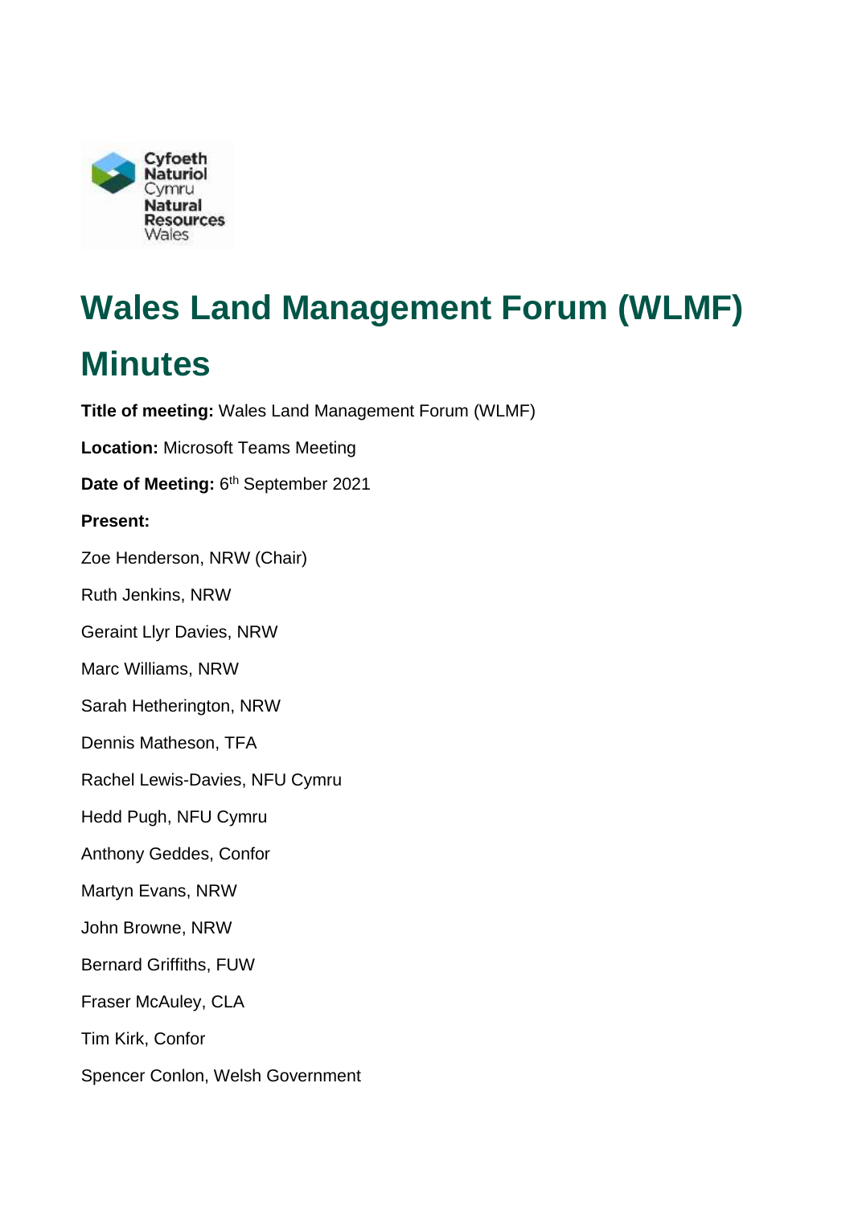# Wales Land Management Forum (WLMF) Minutes

**Title of meeting:** Wales Land Management Forum (WLMF)

**Location:** Microsoft Teams Meeting

**Date of Meeting:** 6th September 2021

**Present:**

Zoe Henderson, NRW (Chair)

Ruth Jenkins, NRW

Geraint Llyr Davies, NRW

Marc Williams, NRW

Sarah Hetherington, NRW

Dennis Matheson, TFA

Rachel Lewis-Davies, NFU Cymru

Hedd Pugh, NFU Cymru

Anthony Geddes, Confor

Martyn Evans, NRW

John Browne, NRW

Bernard Griffiths, FUW

Fraser McAuley, CLA

Tim Kirk, Confor

Spencer Conlon, Welsh Government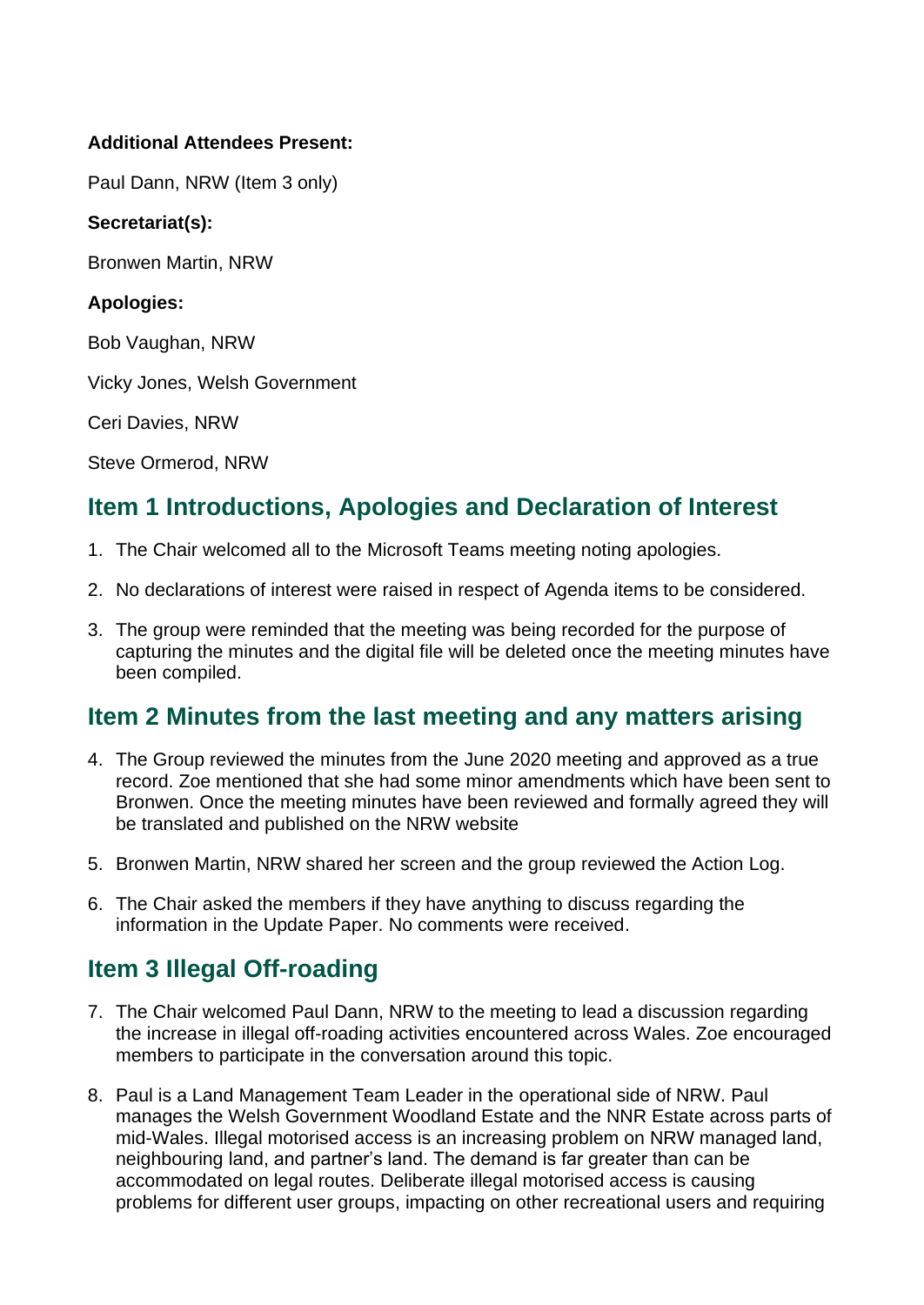**Additional Attendees Present:**

Paul Dann, NRW (Item 3 only)

**Secretariat(s):**

Bronwen Martin, NRW

**Apologies:**

Bob Vaughan, NRW

Vicky Jones, Welsh Government

Ceri Davies, NRW

Steve Ormerod, NRW

## Item 1 Introductions, Apologies and Declaration of Interest

1. The Chair welcomed all to the Microsoft Teams meeting noting apologies.
2. No declarations of interest were raised in respect of Agenda items to be considered.
3. The group were reminded that the meeting was being recorded for the purpose of capturing the minutes and the digital file will be deleted once the meeting minutes have been compiled.

## Item 2 Minutes from the last meeting and any matters arising

4. The Group reviewed the minutes from the June 2020 meeting and approved as a true record. Zoe mentioned that she had some minor amendments which have been sent to Bronwen. Once the meeting minutes have been reviewed and formally agreed they will be translated and published on the NRW website
5. Bronwen Martin, NRW shared her screen and the group reviewed the Action Log.
6. The Chair asked the members if they have anything to discuss regarding the information in the Update Paper. No comments were received.

## Item 3 Illegal Off-roading

7. The Chair welcomed Paul Dann, NRW to the meeting to lead a discussion regarding the increase in illegal off-roading activities encountered across Wales. Zoe encouraged members to participate in the conversation around this topic.
8. Paul is a Land Management Team Leader in the operational side of NRW. Paul manages the Welsh Government Woodland Estate and the NNR Estate across parts of mid-Wales. Illegal motorised access is an increasing problem on NRW managed land, neighbouring land, and partner's land. The demand is far greater than can be accommodated on legal routes. Deliberate illegal motorised access is causing problems for different user groups, impacting on other recreational users and requiring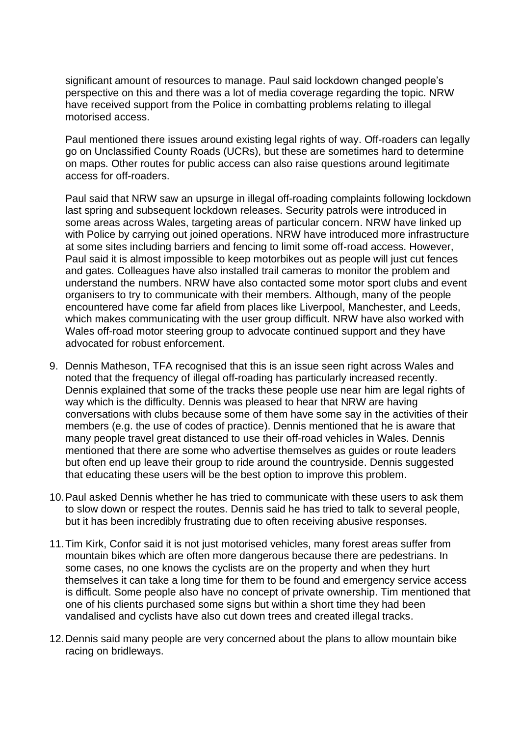significant amount of resources to manage. Paul said lockdown changed people's perspective on this and there was a lot of media coverage regarding the topic. NRW have received support from the Police in combatting problems relating to illegal motorised access.

Paul mentioned there issues around existing legal rights of way. Off-roaders can legally go on Unclassified County Roads (UCRs), but these are sometimes hard to determine on maps. Other routes for public access can also raise questions around legitimate access for off-roaders.

Paul said that NRW saw an upsurge in illegal off-roading complaints following lockdown last spring and subsequent lockdown releases. Security patrols were introduced in some areas across Wales, targeting areas of particular concern. NRW have linked up with Police by carrying out joined operations. NRW have introduced more infrastructure at some sites including barriers and fencing to limit some off-road access. However, Paul said it is almost impossible to keep motorbikes out as people will just cut fences and gates. Colleagues have also installed trail cameras to monitor the problem and understand the numbers. NRW have also contacted some motor sport clubs and event organisers to try to communicate with their members. Although, many of the people encountered have come far afield from places like Liverpool, Manchester, and Leeds, which makes communicating with the user group difficult. NRW have also worked with Wales off-road motor steering group to advocate continued support and they have advocated for robust enforcement.

9. Dennis Matheson, TFA recognised that this is an issue seen right across Wales and noted that the frequency of illegal off-roading has particularly increased recently. Dennis explained that some of the tracks these people use near him are legal rights of way which is the difficulty. Dennis was pleased to hear that NRW are having conversations with clubs because some of them have some say in the activities of their members (e.g. the use of codes of practice). Dennis mentioned that he is aware that many people travel great distanced to use their off-road vehicles in Wales. Dennis mentioned that there are some who advertise themselves as guides or route leaders but often end up leave their group to ride around the countryside. Dennis suggested that educating these users will be the best option to improve this problem.

10. Paul asked Dennis whether he has tried to communicate with these users to ask them to slow down or respect the routes. Dennis said he has tried to talk to several people, but it has been incredibly frustrating due to often receiving abusive responses.

11. Tim Kirk, Confor said it is not just motorised vehicles, many forest areas suffer from mountain bikes which are often more dangerous because there are pedestrians. In some cases, no one knows the cyclists are on the property and when they hurt themselves it can take a long time for them to be found and emergency service access is difficult. Some people also have no concept of private ownership. Tim mentioned that one of his clients purchased some signs but within a short time they had been vandalised and cyclists have also cut down trees and created illegal tracks.

12. Dennis said many people are very concerned about the plans to allow mountain bike racing on bridleways.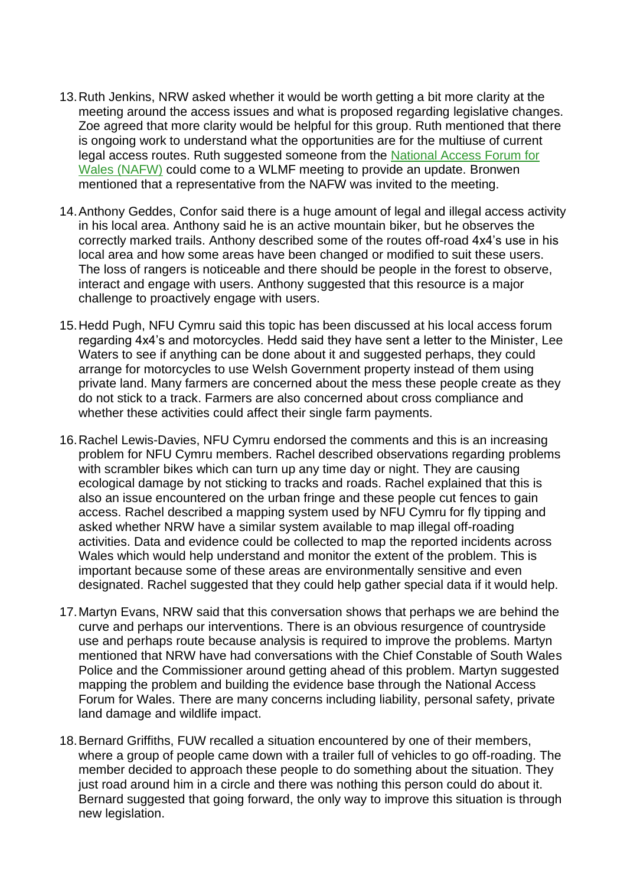13. Ruth Jenkins, NRW asked whether it would be worth getting a bit more clarity at the meeting around the access issues and what is proposed regarding legislative changes. Zoe agreed that more clarity would be helpful for this group. Ruth mentioned that there is ongoing work to understand what the opportunities are for the multiuse of current legal access routes. Ruth suggested someone from the National Access Forum for Wales (NAFW) could come to a WLMF meeting to provide an update. Bronwen mentioned that a representative from the NAFW was invited to the meeting.

14. Anthony Geddes, Confor said there is a huge amount of legal and illegal access activity in his local area. Anthony said he is an active mountain biker, but he observes the correctly marked trails. Anthony described some of the routes off-road 4x4's use in his local area and how some areas have been changed or modified to suit these users. The loss of rangers is noticeable and there should be people in the forest to observe, interact and engage with users. Anthony suggested that this resource is a major challenge to proactively engage with users.

15. Hedd Pugh, NFU Cymru said this topic has been discussed at his local access forum regarding 4x4's and motorcycles. Hedd said they have sent a letter to the Minister, Lee Waters to see if anything can be done about it and suggested perhaps, they could arrange for motorcycles to use Welsh Government property instead of them using private land. Many farmers are concerned about the mess these people create as they do not stick to a track. Farmers are also concerned about cross compliance and whether these activities could affect their single farm payments.

16. Rachel Lewis-Davies, NFU Cymru endorsed the comments and this is an increasing problem for NFU Cymru members. Rachel described observations regarding problems with scrambler bikes which can turn up any time day or night. They are causing ecological damage by not sticking to tracks and roads. Rachel explained that this is also an issue encountered on the urban fringe and these people cut fences to gain access. Rachel described a mapping system used by NFU Cymru for fly tipping and asked whether NRW have a similar system available to map illegal off-roading activities. Data and evidence could be collected to map the reported incidents across Wales which would help understand and monitor the extent of the problem. This is important because some of these areas are environmentally sensitive and even designated. Rachel suggested that they could help gather special data if it would help.

17. Martyn Evans, NRW said that this conversation shows that perhaps we are behind the curve and perhaps our interventions. There is an obvious resurgence of countryside use and perhaps route because analysis is required to improve the problems. Martyn mentioned that NRW have had conversations with the Chief Constable of South Wales Police and the Commissioner around getting ahead of this problem. Martyn suggested mapping the problem and building the evidence base through the National Access Forum for Wales. There are many concerns including liability, personal safety, private land damage and wildlife impact.

18. Bernard Griffiths, FUW recalled a situation encountered by one of their members, where a group of people came down with a trailer full of vehicles to go off-roading. The member decided to approach these people to do something about the situation. They just road around him in a circle and there was nothing this person could do about it. Bernard suggested that going forward, the only way to improve this situation is through new legislation.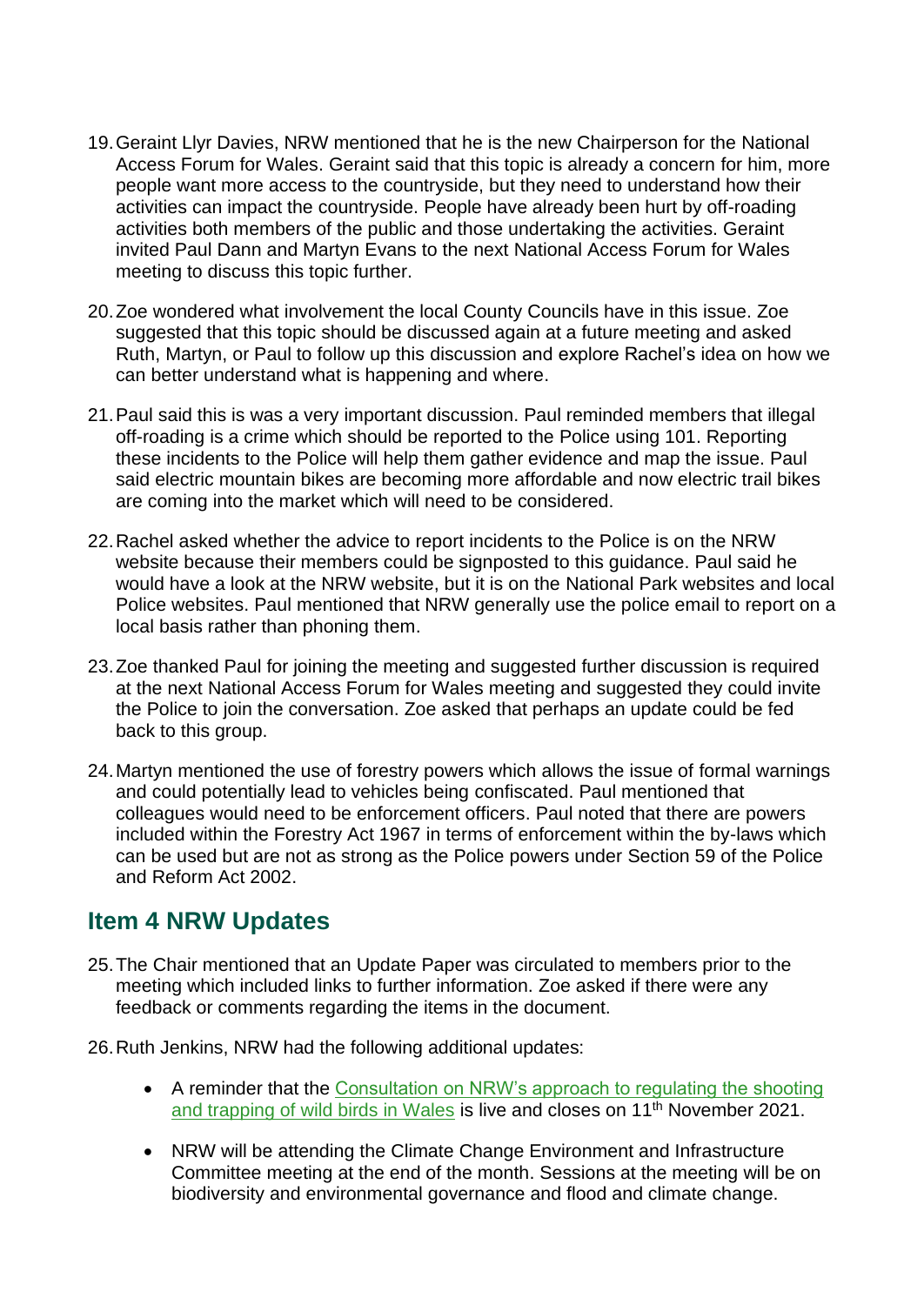19. Geraint Llyr Davies, NRW mentioned that he is the new Chairperson for the National Access Forum for Wales. Geraint said that this topic is already a concern for him, more people want more access to the countryside, but they need to understand how their activities can impact the countryside. People have already been hurt by off-roading activities both members of the public and those undertaking the activities. Geraint invited Paul Dann and Martyn Evans to the next National Access Forum for Wales meeting to discuss this topic further.

20. Zoe wondered what involvement the local County Councils have in this issue. Zoe suggested that this topic should be discussed again at a future meeting and asked Ruth, Martyn, or Paul to follow up this discussion and explore Rachel's idea on how we can better understand what is happening and where.

21. Paul said this is was a very important discussion. Paul reminded members that illegal off-roading is a crime which should be reported to the Police using 101. Reporting these incidents to the Police will help them gather evidence and map the issue. Paul said electric mountain bikes are becoming more affordable and now electric trail bikes are coming into the market which will need to be considered.

22. Rachel asked whether the advice to report incidents to the Police is on the NRW website because their members could be signposted to this guidance. Paul said he would have a look at the NRW website, but it is on the National Park websites and local Police websites. Paul mentioned that NRW generally use the police email to report on a local basis rather than phoning them.

23. Zoe thanked Paul for joining the meeting and suggested further discussion is required at the next National Access Forum for Wales meeting and suggested they could invite the Police to join the conversation. Zoe asked that perhaps an update could be fed back to this group.

24. Martyn mentioned the use of forestry powers which allows the issue of formal warnings and could potentially lead to vehicles being confiscated. Paul mentioned that colleagues would need to be enforcement officers. Paul noted that there are powers included within the Forestry Act 1967 in terms of enforcement within the by-laws which can be used but are not as strong as the Police powers under Section 59 of the Police and Reform Act 2002.

## Item 4 NRW Updates

25. The Chair mentioned that an Update Paper was circulated to members prior to the meeting which included links to further information. Zoe asked if there were any feedback or comments regarding the items in the document.

26. Ruth Jenkins, NRW had the following additional updates:

   - A reminder that the Consultation on NRW's approach to regulating the shooting and trapping of wild birds in Wales is live and closes on 11th November 2021.

   - NRW will be attending the Climate Change Environment and Infrastructure Committee meeting at the end of the month. Sessions at the meeting will be on biodiversity and environmental governance and flood and climate change.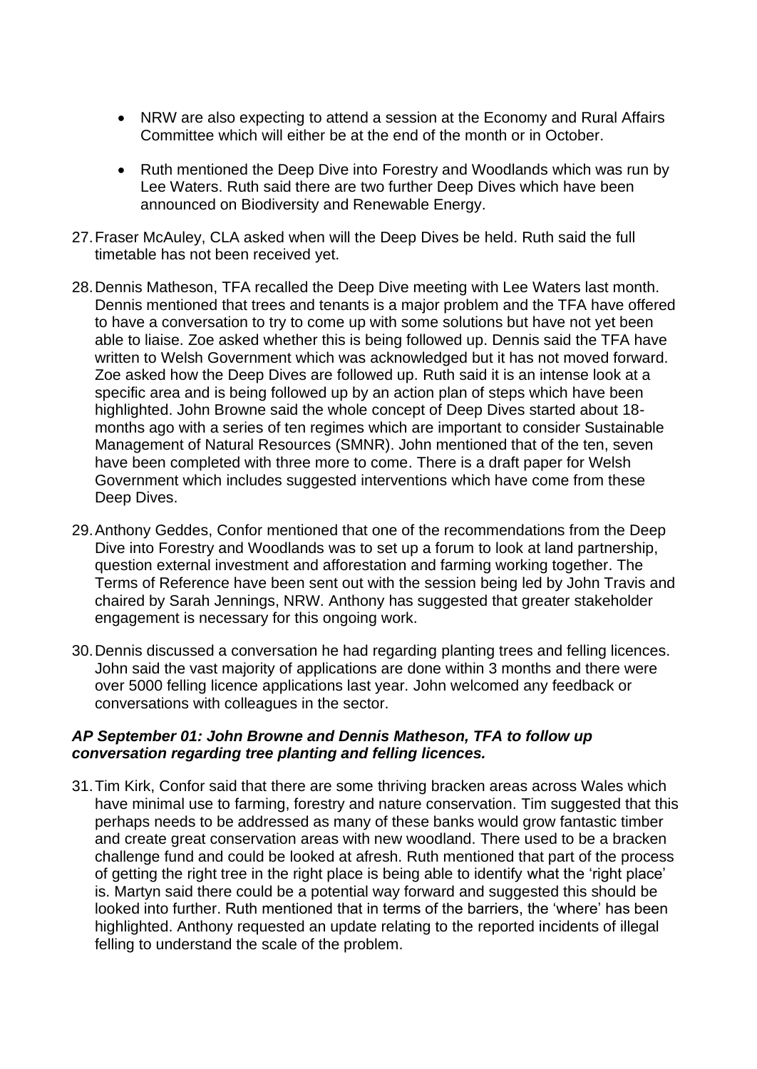- NRW are also expecting to attend a session at the Economy and Rural Affairs Committee which will either be at the end of the month or in October.

- Ruth mentioned the Deep Dive into Forestry and Woodlands which was run by Lee Waters. Ruth said there are two further Deep Dives which have been announced on Biodiversity and Renewable Energy.

27. Fraser McAuley, CLA asked when will the Deep Dives be held. Ruth said the full timetable has not been received yet.

28. Dennis Matheson, TFA recalled the Deep Dive meeting with Lee Waters last month. Dennis mentioned that trees and tenants is a major problem and the TFA have offered to have a conversation to try to come up with some solutions but have not yet been able to liaise. Zoe asked whether this is being followed up. Dennis said the TFA have written to Welsh Government which was acknowledged but it has not moved forward. Zoe asked how the Deep Dives are followed up. Ruth said it is an intense look at a specific area and is being followed up by an action plan of steps which have been highlighted. John Browne said the whole concept of Deep Dives started about 18-months ago with a series of ten regimes which are important to consider Sustainable Management of Natural Resources (SMNR). John mentioned that of the ten, seven have been completed with three more to come. There is a draft paper for Welsh Government which includes suggested interventions which have come from these Deep Dives.

29. Anthony Geddes, Confor mentioned that one of the recommendations from the Deep Dive into Forestry and Woodlands was to set up a forum to look at land partnership, question external investment and afforestation and farming working together. The Terms of Reference have been sent out with the session being led by John Travis and chaired by Sarah Jennings, NRW. Anthony has suggested that greater stakeholder engagement is necessary for this ongoing work.

30. Dennis discussed a conversation he had regarding planting trees and felling licences. John said the vast majority of applications are done within 3 months and there were over 5000 felling licence applications last year. John welcomed any feedback or conversations with colleagues in the sector.

***AP September 01: John Browne and Dennis Matheson, TFA to follow up conversation regarding tree planting and felling licences.***

31. Tim Kirk, Confor said that there are some thriving bracken areas across Wales which have minimal use to farming, forestry and nature conservation. Tim suggested that this perhaps needs to be addressed as many of these banks would grow fantastic timber and create great conservation areas with new woodland. There used to be a bracken challenge fund and could be looked at afresh. Ruth mentioned that part of the process of getting the right tree in the right place is being able to identify what the 'right place' is. Martyn said there could be a potential way forward and suggested this should be looked into further. Ruth mentioned that in terms of the barriers, the 'where' has been highlighted. Anthony requested an update relating to the reported incidents of illegal felling to understand the scale of the problem.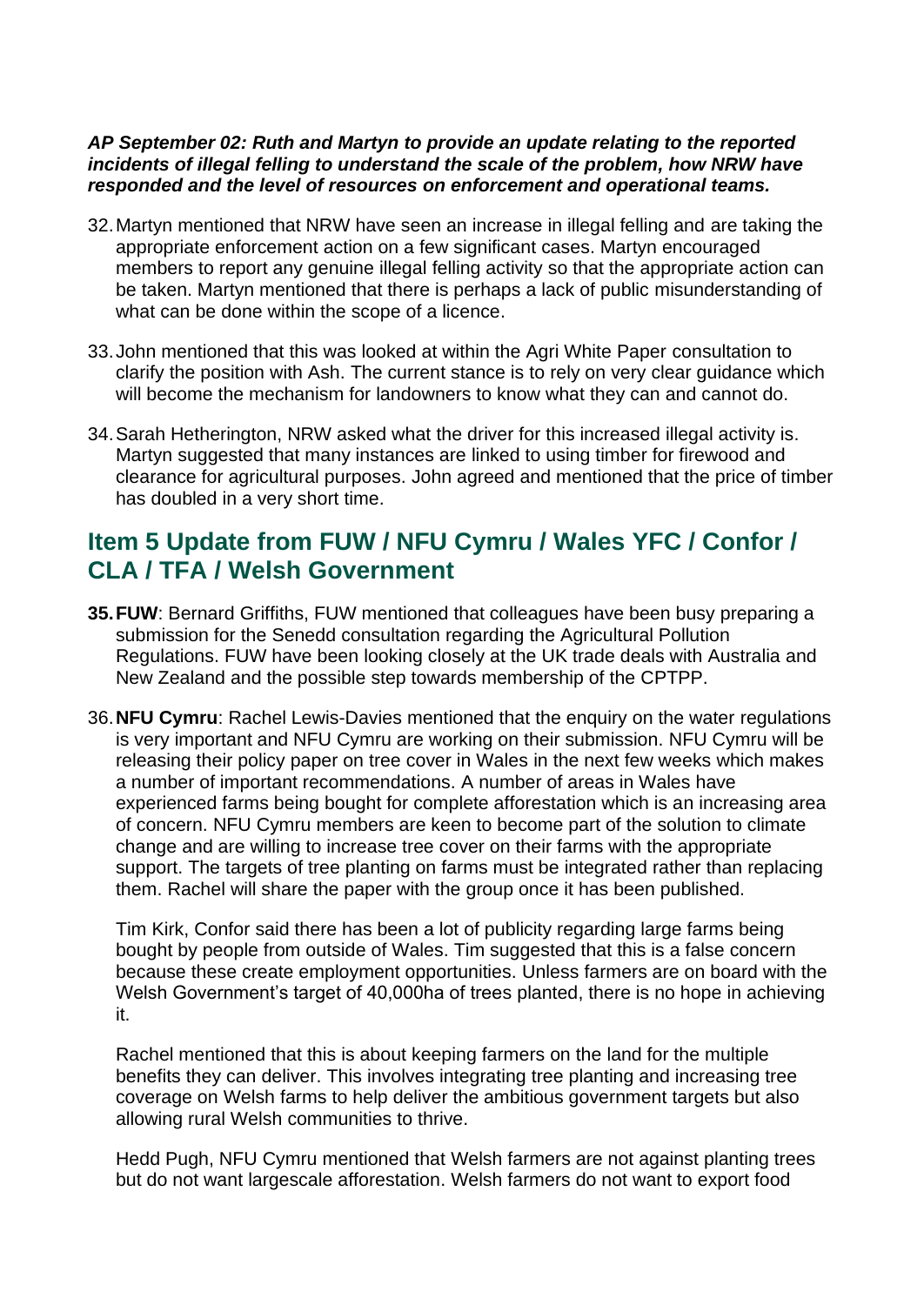***AP September 02: Ruth and Martyn to provide an update relating to the reported incidents of illegal felling to understand the scale of the problem, how NRW have responded and the level of resources on enforcement and operational teams.***

32. Martyn mentioned that NRW have seen an increase in illegal felling and are taking the appropriate enforcement action on a few significant cases. Martyn encouraged members to report any genuine illegal felling activity so that the appropriate action can be taken. Martyn mentioned that there is perhaps a lack of public misunderstanding of what can be done within the scope of a licence.

33. John mentioned that this was looked at within the Agri White Paper consultation to clarify the position with Ash. The current stance is to rely on very clear guidance which will become the mechanism for landowners to know what they can and cannot do.

34. Sarah Hetherington, NRW asked what the driver for this increased illegal activity is. Martyn suggested that many instances are linked to using timber for firewood and clearance for agricultural purposes. John agreed and mentioned that the price of timber has doubled in a very short time.

## Item 5 Update from FUW / NFU Cymru / Wales YFC / Confor / CLA / TFA / Welsh Government

35. **FUW**: Bernard Griffiths, FUW mentioned that colleagues have been busy preparing a submission for the Senedd consultation regarding the Agricultural Pollution Regulations. FUW have been looking closely at the UK trade deals with Australia and New Zealand and the possible step towards membership of the CPTPP.

36. **NFU Cymru**: Rachel Lewis-Davies mentioned that the enquiry on the water regulations is very important and NFU Cymru are working on their submission. NFU Cymru will be releasing their policy paper on tree cover in Wales in the next few weeks which makes a number of important recommendations. A number of areas in Wales have experienced farms being bought for complete afforestation which is an increasing area of concern. NFU Cymru members are keen to become part of the solution to climate change and are willing to increase tree cover on their farms with the appropriate support. The targets of tree planting on farms must be integrated rather than replacing them. Rachel will share the paper with the group once it has been published.

    Tim Kirk, Confor said there has been a lot of publicity regarding large farms being bought by people from outside of Wales. Tim suggested that this is a false concern because these create employment opportunities. Unless farmers are on board with the Welsh Government's target of 40,000ha of trees planted, there is no hope in achieving it.

    Rachel mentioned that this is about keeping farmers on the land for the multiple benefits they can deliver. This involves integrating tree planting and increasing tree coverage on Welsh farms to help deliver the ambitious government targets but also allowing rural Welsh communities to thrive.

    Hedd Pugh, NFU Cymru mentioned that Welsh farmers are not against planting trees but do not want largescale afforestation. Welsh farmers do not want to export food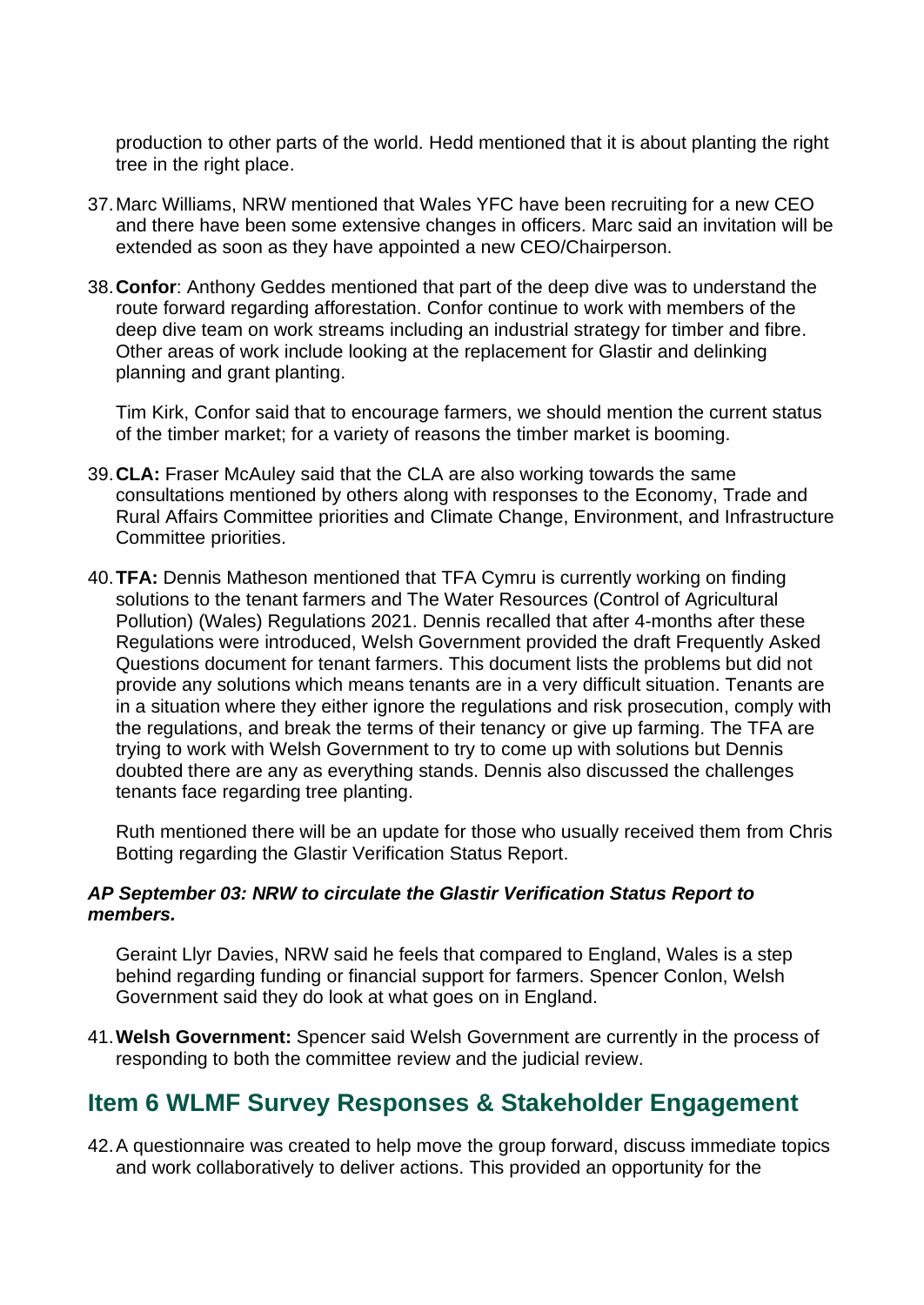production to other parts of the world. Hedd mentioned that it is about planting the right tree in the right place.

37. Marc Williams, NRW mentioned that Wales YFC have been recruiting for a new CEO and there have been some extensive changes in officers. Marc said an invitation will be extended as soon as they have appointed a new CEO/Chairperson.

38. **Confor**: Anthony Geddes mentioned that part of the deep dive was to understand the route forward regarding afforestation. Confor continue to work with members of the deep dive team on work streams including an industrial strategy for timber and fibre. Other areas of work include looking at the replacement for Glastir and delinking planning and grant planting.

    Tim Kirk, Confor said that to encourage farmers, we should mention the current status of the timber market; for a variety of reasons the timber market is booming.

39. **CLA:** Fraser McAuley said that the CLA are also working towards the same consultations mentioned by others along with responses to the Economy, Trade and Rural Affairs Committee priorities and Climate Change, Environment, and Infrastructure Committee priorities.

40. **TFA:** Dennis Matheson mentioned that TFA Cymru is currently working on finding solutions to the tenant farmers and The Water Resources (Control of Agricultural Pollution) (Wales) Regulations 2021. Dennis recalled that after 4-months after these Regulations were introduced, Welsh Government provided the draft Frequently Asked Questions document for tenant farmers. This document lists the problems but did not provide any solutions which means tenants are in a very difficult situation. Tenants are in a situation where they either ignore the regulations and risk prosecution, comply with the regulations, and break the terms of their tenancy or give up farming. The TFA are trying to work with Welsh Government to try to come up with solutions but Dennis doubted there are any as everything stands. Dennis also discussed the challenges tenants face regarding tree planting.

    Ruth mentioned there will be an update for those who usually received them from Chris Botting regarding the Glastir Verification Status Report.

***AP September 03: NRW to circulate the Glastir Verification Status Report to members.***

    Geraint Llyr Davies, NRW said he feels that compared to England, Wales is a step behind regarding funding or financial support for farmers. Spencer Conlon, Welsh Government said they do look at what goes on in England.

41. **Welsh Government:** Spencer said Welsh Government are currently in the process of responding to both the committee review and the judicial review.

## Item 6 WLMF Survey Responses & Stakeholder Engagement

42. A questionnaire was created to help move the group forward, discuss immediate topics and work collaboratively to deliver actions. This provided an opportunity for the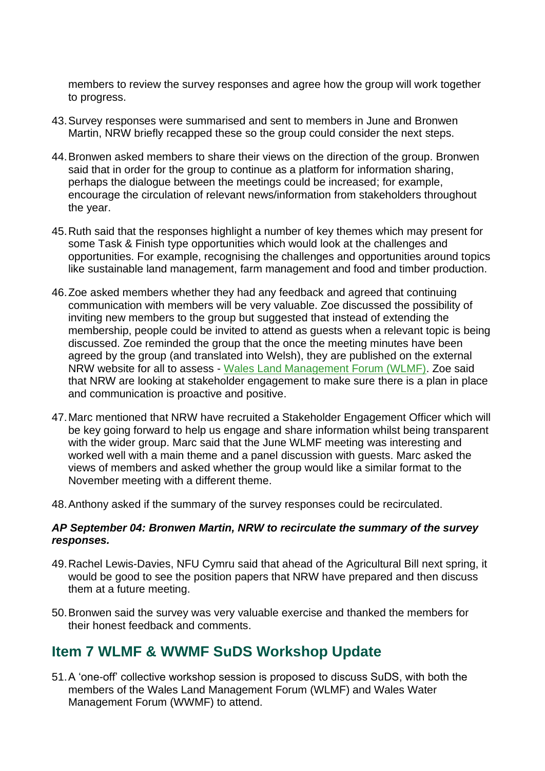members to review the survey responses and agree how the group will work together to progress.

43. Survey responses were summarised and sent to members in June and Bronwen Martin, NRW briefly recapped these so the group could consider the next steps.

44. Bronwen asked members to share their views on the direction of the group. Bronwen said that in order for the group to continue as a platform for information sharing, perhaps the dialogue between the meetings could be increased; for example, encourage the circulation of relevant news/information from stakeholders throughout the year.

45. Ruth said that the responses highlight a number of key themes which may present for some Task & Finish type opportunities which would look at the challenges and opportunities. For example, recognising the challenges and opportunities around topics like sustainable land management, farm management and food and timber production.

46. Zoe asked members whether they had any feedback and agreed that continuing communication with members will be very valuable. Zoe discussed the possibility of inviting new members to the group but suggested that instead of extending the membership, people could be invited to attend as guests when a relevant topic is being discussed. Zoe reminded the group that the once the meeting minutes have been agreed by the group (and translated into Welsh), they are published on the external NRW website for all to assess - [Wales Land Management Forum (WLMF)](). Zoe said that NRW are looking at stakeholder engagement to make sure there is a plan in place and communication is proactive and positive.

47. Marc mentioned that NRW have recruited a Stakeholder Engagement Officer which will be key going forward to help us engage and share information whilst being transparent with the wider group. Marc said that the June WLMF meeting was interesting and worked well with a main theme and a panel discussion with guests. Marc asked the views of members and asked whether the group would like a similar format to the November meeting with a different theme.

48. Anthony asked if the summary of the survey responses could be recirculated.

***AP September 04: Bronwen Martin, NRW to recirculate the summary of the survey responses.***

49. Rachel Lewis-Davies, NFU Cymru said that ahead of the Agricultural Bill next spring, it would be good to see the position papers that NRW have prepared and then discuss them at a future meeting.

50. Bronwen said the survey was very valuable exercise and thanked the members for their honest feedback and comments.

## Item 7 WLMF & WWMF SuDS Workshop Update

51. A 'one-off' collective workshop session is proposed to discuss SuDS, with both the members of the Wales Land Management Forum (WLMF) and Wales Water Management Forum (WWMF) to attend.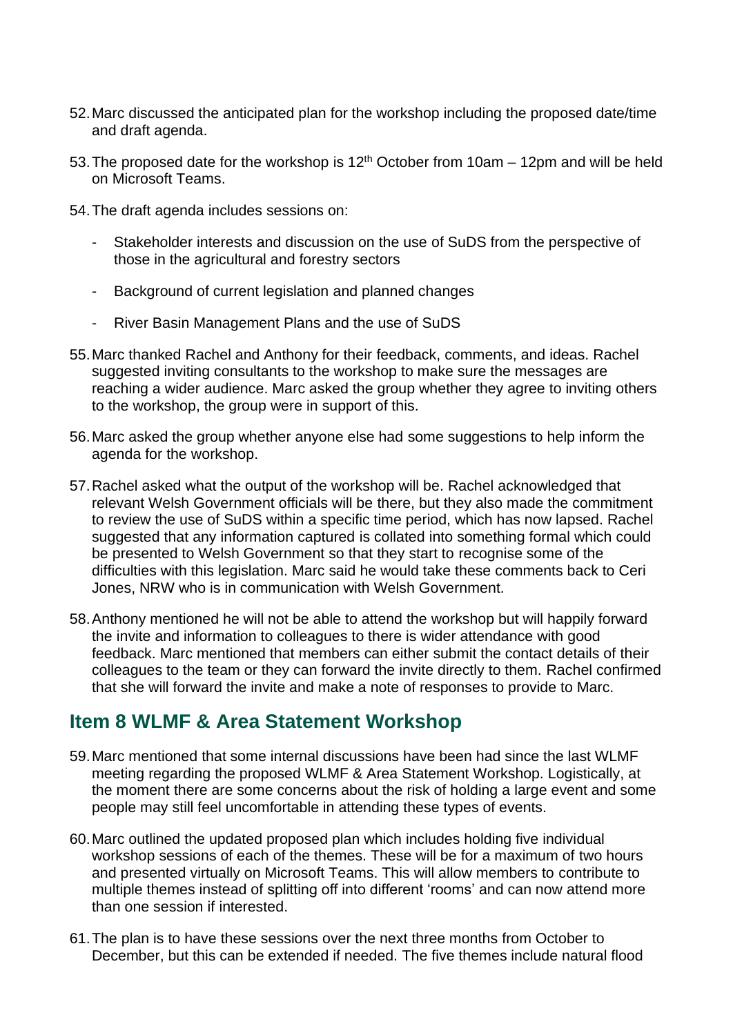52. Marc discussed the anticipated plan for the workshop including the proposed date/time and draft agenda.

53. The proposed date for the workshop is 12th October from 10am – 12pm and will be held on Microsoft Teams.

54. The draft agenda includes sessions on:

    - Stakeholder interests and discussion on the use of SuDS from the perspective of those in the agricultural and forestry sectors
    - Background of current legislation and planned changes
    - River Basin Management Plans and the use of SuDS

55. Marc thanked Rachel and Anthony for their feedback, comments, and ideas. Rachel suggested inviting consultants to the workshop to make sure the messages are reaching a wider audience. Marc asked the group whether they agree to inviting others to the workshop, the group were in support of this.

56. Marc asked the group whether anyone else had some suggestions to help inform the agenda for the workshop.

57. Rachel asked what the output of the workshop will be. Rachel acknowledged that relevant Welsh Government officials will be there, but they also made the commitment to review the use of SuDS within a specific time period, which has now lapsed. Rachel suggested that any information captured is collated into something formal which could be presented to Welsh Government so that they start to recognise some of the difficulties with this legislation. Marc said he would take these comments back to Ceri Jones, NRW who is in communication with Welsh Government.

58. Anthony mentioned he will not be able to attend the workshop but will happily forward the invite and information to colleagues to there is wider attendance with good feedback. Marc mentioned that members can either submit the contact details of their colleagues to the team or they can forward the invite directly to them. Rachel confirmed that she will forward the invite and make a note of responses to provide to Marc.

## Item 8 WLMF & Area Statement Workshop

59. Marc mentioned that some internal discussions have been had since the last WLMF meeting regarding the proposed WLMF & Area Statement Workshop. Logistically, at the moment there are some concerns about the risk of holding a large event and some people may still feel uncomfortable in attending these types of events.

60. Marc outlined the updated proposed plan which includes holding five individual workshop sessions of each of the themes. These will be for a maximum of two hours and presented virtually on Microsoft Teams. This will allow members to contribute to multiple themes instead of splitting off into different 'rooms' and can now attend more than one session if interested.

61. The plan is to have these sessions over the next three months from October to December, but this can be extended if needed. The five themes include natural flood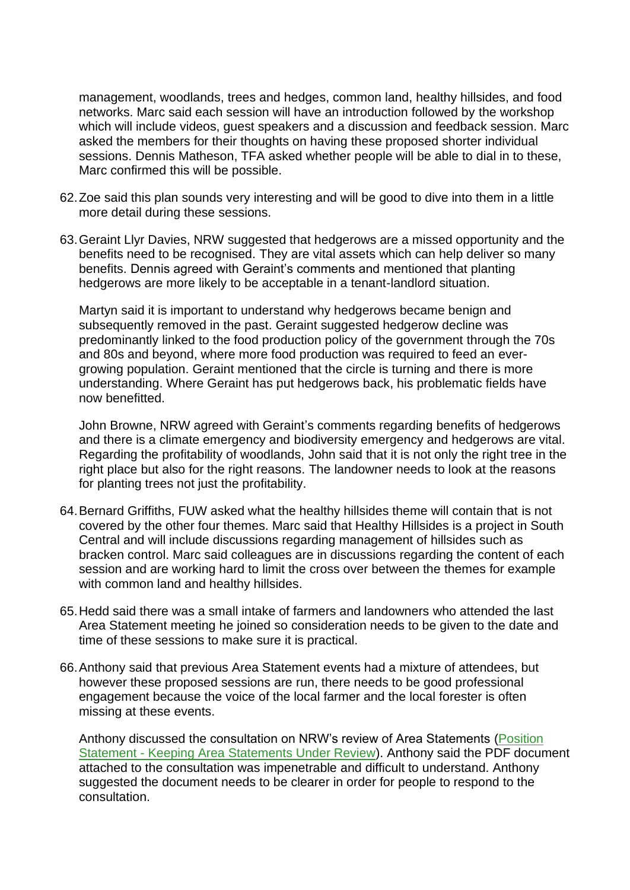management, woodlands, trees and hedges, common land, healthy hillsides, and food networks. Marc said each session will have an introduction followed by the workshop which will include videos, guest speakers and a discussion and feedback session. Marc asked the members for their thoughts on having these proposed shorter individual sessions. Dennis Matheson, TFA asked whether people will be able to dial in to these, Marc confirmed this will be possible.

62. Zoe said this plan sounds very interesting and will be good to dive into them in a little more detail during these sessions.

63. Geraint Llyr Davies, NRW suggested that hedgerows are a missed opportunity and the benefits need to be recognised. They are vital assets which can help deliver so many benefits. Dennis agreed with Geraint's comments and mentioned that planting hedgerows are more likely to be acceptable in a tenant-landlord situation.

    Martyn said it is important to understand why hedgerows became benign and subsequently removed in the past. Geraint suggested hedgerow decline was predominantly linked to the food production policy of the government through the 70s and 80s and beyond, where more food production was required to feed an ever-growing population. Geraint mentioned that the circle is turning and there is more understanding. Where Geraint has put hedgerows back, his problematic fields have now benefitted.

    John Browne, NRW agreed with Geraint's comments regarding benefits of hedgerows and there is a climate emergency and biodiversity emergency and hedgerows are vital. Regarding the profitability of woodlands, John said that it is not only the right tree in the right place but also for the right reasons. The landowner needs to look at the reasons for planting trees not just the profitability.

64. Bernard Griffiths, FUW asked what the healthy hillsides theme will contain that is not covered by the other four themes. Marc said that Healthy Hillsides is a project in South Central and will include discussions regarding management of hillsides such as bracken control. Marc said colleagues are in discussions regarding the content of each session and are working hard to limit the cross over between the themes for example with common land and healthy hillsides.

65. Hedd said there was a small intake of farmers and landowners who attended the last Area Statement meeting he joined so consideration needs to be given to the date and time of these sessions to make sure it is practical.

66. Anthony said that previous Area Statement events had a mixture of attendees, but however these proposed sessions are run, there needs to be good professional engagement because the voice of the local farmer and the local forester is often missing at these events.

    Anthony discussed the consultation on NRW's review of Area Statements (Position Statement - Keeping Area Statements Under Review). Anthony said the PDF document attached to the consultation was impenetrable and difficult to understand. Anthony suggested the document needs to be clearer in order for people to respond to the consultation.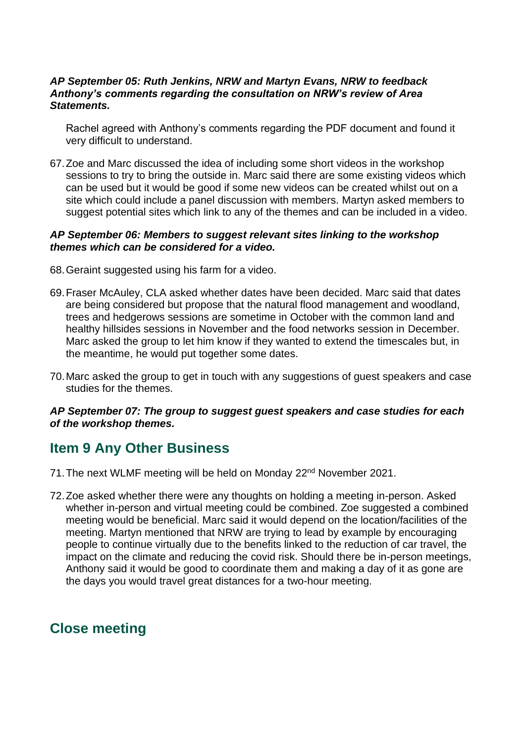***AP September 05: Ruth Jenkins, NRW and Martyn Evans, NRW to feedback Anthony's comments regarding the consultation on NRW's review of Area Statements.***

Rachel agreed with Anthony's comments regarding the PDF document and found it very difficult to understand.

67. Zoe and Marc discussed the idea of including some short videos in the workshop sessions to try to bring the outside in. Marc said there are some existing videos which can be used but it would be good if some new videos can be created whilst out on a site which could include a panel discussion with members. Martyn asked members to suggest potential sites which link to any of the themes and can be included in a video.

***AP September 06: Members to suggest relevant sites linking to the workshop themes which can be considered for a video.***

68. Geraint suggested using his farm for a video.

69. Fraser McAuley, CLA asked whether dates have been decided. Marc said that dates are being considered but propose that the natural flood management and woodland, trees and hedgerows sessions are sometime in October with the common land and healthy hillsides sessions in November and the food networks session in December. Marc asked the group to let him know if they wanted to extend the timescales but, in the meantime, he would put together some dates.

70. Marc asked the group to get in touch with any suggestions of guest speakers and case studies for the themes.

***AP September 07: The group to suggest guest speakers and case studies for each of the workshop themes.***

## Item 9 Any Other Business

71. The next WLMF meeting will be held on Monday 22nd November 2021.

72. Zoe asked whether there were any thoughts on holding a meeting in-person. Asked whether in-person and virtual meeting could be combined. Zoe suggested a combined meeting would be beneficial. Marc said it would depend on the location/facilities of the meeting. Martyn mentioned that NRW are trying to lead by example by encouraging people to continue virtually due to the benefits linked to the reduction of car travel, the impact on the climate and reducing the covid risk. Should there be in-person meetings, Anthony said it would be good to coordinate them and making a day of it as gone are the days you would travel great distances for a two-hour meeting.

## Close meeting